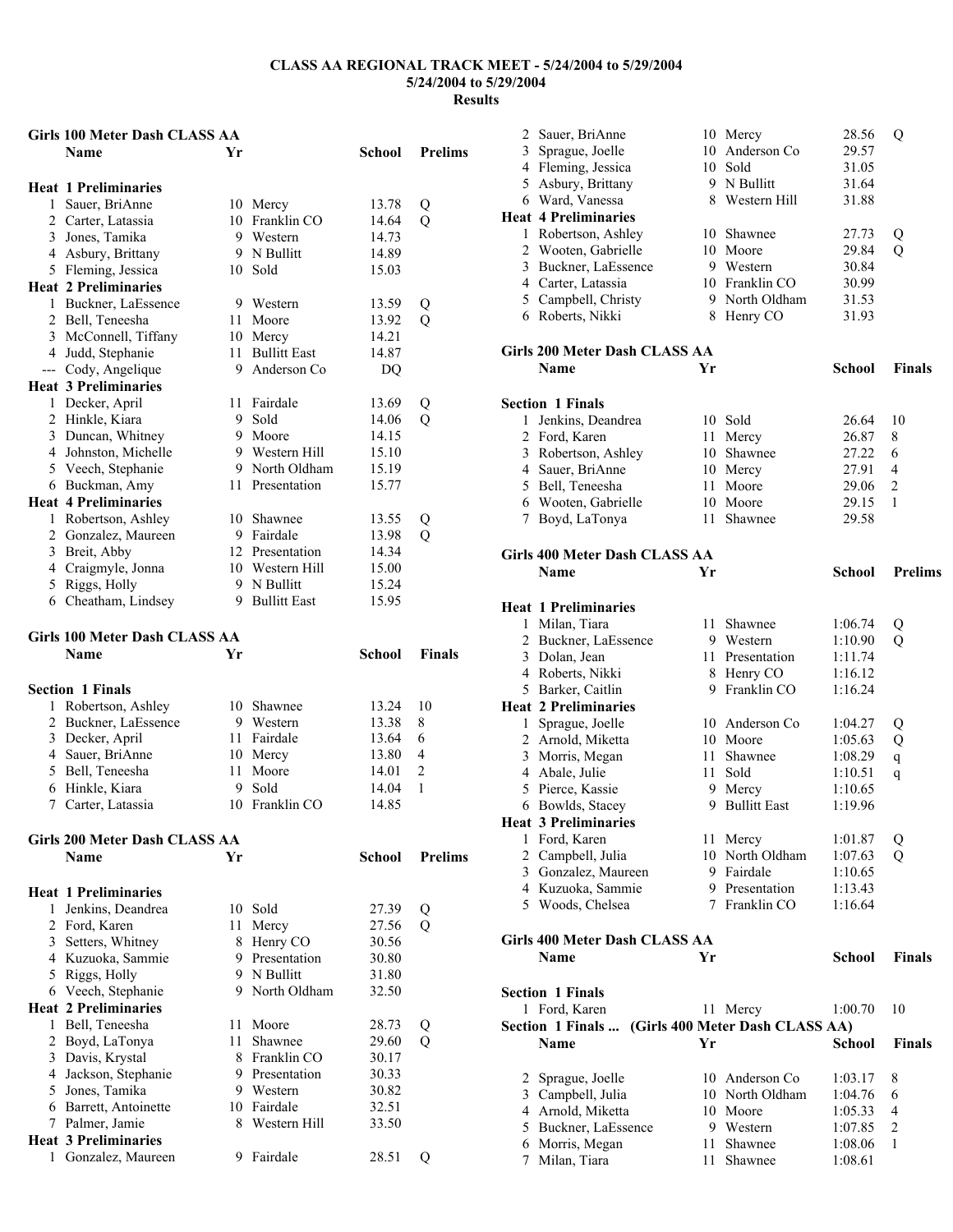**CLASS AA REGIONAL TRACK MEET - 5/24/2004 to 5/29/2004**
**5/24/2004 to 5/29/2004**
**Results**

### Girls 100 Meter Dash CLASS AA

| | Name | Yr | School | Prelims | |
|---|---|---|---|---|---|
| **Heat 1 Preliminaries** | | | | | |
| 1 | Sauer, BriAnne | 10 | Mercy | 13.78 | Q |
| 2 | Carter, Latassia | 10 | Franklin CO | 14.64 | Q |
| 3 | Jones, Tamika | 9 | Western | 14.73 | |
| 4 | Asbury, Brittany | 9 | N Bullitt | 14.89 | |
| 5 | Fleming, Jessica | 10 | Sold | 15.03 | |
| **Heat 2 Preliminaries** | | | | | |
| 1 | Buckner, LaEssence | 9 | Western | 13.59 | Q |
| 2 | Bell, Teneesha | 11 | Moore | 13.92 | Q |
| 3 | McConnell, Tiffany | 10 | Mercy | 14.21 | |
| 4 | Judd, Stephanie | 11 | Bullitt East | 14.87 | |
| --- | Cody, Angelique | 9 | Anderson Co | DQ | |
| **Heat 3 Preliminaries** | | | | | |
| 1 | Decker, April | 11 | Fairdale | 13.69 | Q |
| 2 | Hinkle, Kiara | 9 | Sold | 14.06 | Q |
| 3 | Duncan, Whitney | 9 | Moore | 14.15 | |
| 4 | Johnston, Michelle | 9 | Western Hill | 15.10 | |
| 5 | Veech, Stephanie | 9 | North Oldham | 15.19 | |
| 6 | Buckman, Amy | 11 | Presentation | 15.77 | |
| **Heat 4 Preliminaries** | | | | | |
| 1 | Robertson, Ashley | 10 | Shawnee | 13.55 | Q |
| 2 | Gonzalez, Maureen | 9 | Fairdale | 13.98 | Q |
| 3 | Breit, Abby | 12 | Presentation | 14.34 | |
| 4 | Craigmyle, Jonna | 10 | Western Hill | 15.00 | |
| 5 | Riggs, Holly | 9 | N Bullitt | 15.24 | |
| 6 | Cheatham, Lindsey | 9 | Bullitt East | 15.95 | |

### Girls 100 Meter Dash CLASS AA

| | Name | Yr | School | Finals | |
|---|---|---|---|---|---|
| **Section 1 Finals** | | | | | |
| 1 | Robertson, Ashley | 10 | Shawnee | 13.24 | 10 |
| 2 | Buckner, LaEssence | 9 | Western | 13.38 | 8 |
| 3 | Decker, April | 11 | Fairdale | 13.64 | 6 |
| 4 | Sauer, BriAnne | 10 | Mercy | 13.80 | 4 |
| 5 | Bell, Teneesha | 11 | Moore | 14.01 | 2 |
| 6 | Hinkle, Kiara | 9 | Sold | 14.04 | 1 |
| 7 | Carter, Latassia | 10 | Franklin CO | 14.85 | |

### Girls 200 Meter Dash CLASS AA

| | Name | Yr | School | Prelims | |
|---|---|---|---|---|---|
| **Heat 1 Preliminaries** | | | | | |
| 1 | Jenkins, Deandrea | 10 | Sold | 27.39 | Q |
| 2 | Ford, Karen | 11 | Mercy | 27.56 | Q |
| 3 | Setters, Whitney | 8 | Henry CO | 30.56 | |
| 4 | Kuzuoka, Sammie | 9 | Presentation | 30.80 | |
| 5 | Riggs, Holly | 9 | N Bullitt | 31.80 | |
| 6 | Veech, Stephanie | 9 | North Oldham | 32.50 | |
| **Heat 2 Preliminaries** | | | | | |
| 1 | Bell, Teneesha | 11 | Moore | 28.73 | Q |
| 2 | Boyd, LaTonya | 11 | Shawnee | 29.60 | Q |
| 3 | Davis, Krystal | 8 | Franklin CO | 30.17 | |
| 4 | Jackson, Stephanie | 9 | Presentation | 30.33 | |
| 5 | Jones, Tamika | 9 | Western | 30.82 | |
| 6 | Barrett, Antoinette | 10 | Fairdale | 32.51 | |
| 7 | Palmer, Jamie | 8 | Western Hill | 33.50 | |
| **Heat 3 Preliminaries** | | | | | |
| 1 | Gonzalez, Maureen | 9 | Fairdale | 28.51 | Q |
| 2 | Sauer, BriAnne | 10 | Mercy | 28.56 | Q |
| 3 | Sprague, Joelle | 10 | Anderson Co | 29.57 | |
| 4 | Fleming, Jessica | 10 | Sold | 31.05 | |
| 5 | Asbury, Brittany | 9 | N Bullitt | 31.64 | |
| 6 | Ward, Vanessa | 8 | Western Hill | 31.88 | |
| **Heat 4 Preliminaries** | | | | | |
| 1 | Robertson, Ashley | 10 | Shawnee | 27.73 | Q |
| 2 | Wooten, Gabrielle | 10 | Moore | 29.84 | Q |
| 3 | Buckner, LaEssence | 9 | Western | 30.84 | |
| 4 | Carter, Latassia | 10 | Franklin CO | 30.99 | |
| 5 | Campbell, Christy | 9 | North Oldham | 31.53 | |
| 6 | Roberts, Nikki | 8 | Henry CO | 31.93 | |

### Girls 200 Meter Dash CLASS AA

| | Name | Yr | School | Finals | |
|---|---|---|---|---|---|
| **Section 1 Finals** | | | | | |
| 1 | Jenkins, Deandrea | 10 | Sold | 26.64 | 10 |
| 2 | Ford, Karen | 11 | Mercy | 26.87 | 8 |
| 3 | Robertson, Ashley | 10 | Shawnee | 27.22 | 6 |
| 4 | Sauer, BriAnne | 10 | Mercy | 27.91 | 4 |
| 5 | Bell, Teneesha | 11 | Moore | 29.06 | 2 |
| 6 | Wooten, Gabrielle | 10 | Moore | 29.15 | 1 |
| 7 | Boyd, LaTonya | 11 | Shawnee | 29.58 | |

### Girls 400 Meter Dash CLASS AA

| | Name | Yr | School | Prelims | |
|---|---|---|---|---|---|
| **Heat 1 Preliminaries** | | | | | |
| 1 | Milan, Tiara | 11 | Shawnee | 1:06.74 | Q |
| 2 | Buckner, LaEssence | 9 | Western | 1:10.90 | Q |
| 3 | Dolan, Jean | 11 | Presentation | 1:11.74 | |
| 4 | Roberts, Nikki | 8 | Henry CO | 1:16.12 | |
| 5 | Barker, Caitlin | 9 | Franklin CO | 1:16.24 | |
| **Heat 2 Preliminaries** | | | | | |
| 1 | Sprague, Joelle | 10 | Anderson Co | 1:04.27 | Q |
| 2 | Arnold, Miketta | 10 | Moore | 1:05.63 | Q |
| 3 | Morris, Megan | 11 | Shawnee | 1:08.29 | q |
| 4 | Abale, Julie | 11 | Sold | 1:10.51 | q |
| 5 | Pierce, Kassie | 9 | Mercy | 1:10.65 | |
| 6 | Bowlds, Stacey | 9 | Bullitt East | 1:19.96 | |
| **Heat 3 Preliminaries** | | | | | |
| 1 | Ford, Karen | 11 | Mercy | 1:01.87 | Q |
| 2 | Campbell, Julia | 10 | North Oldham | 1:07.63 | Q |
| 3 | Gonzalez, Maureen | 9 | Fairdale | 1:10.65 | |
| 4 | Kuzuoka, Sammie | 9 | Presentation | 1:13.43 | |
| 5 | Woods, Chelsea | 7 | Franklin CO | 1:16.64 | |

### Girls 400 Meter Dash CLASS AA

| | Name | Yr | School | Finals | |
|---|---|---|---|---|---|
| **Section 1 Finals** | | | | | |
| 1 | Ford, Karen | 11 | Mercy | 1:00.70 | 10 |
| 2 | Sprague, Joelle | 10 | Anderson Co | 1:03.17 | 8 |
| 3 | Campbell, Julia | 10 | North Oldham | 1:04.76 | 6 |
| 4 | Arnold, Miketta | 10 | Moore | 1:05.33 | 4 |
| 5 | Buckner, LaEssence | 9 | Western | 1:07.85 | 2 |
| 6 | Morris, Megan | 11 | Shawnee | 1:08.06 | 1 |
| 7 | Milan, Tiara | 11 | Shawnee | 1:08.61 | |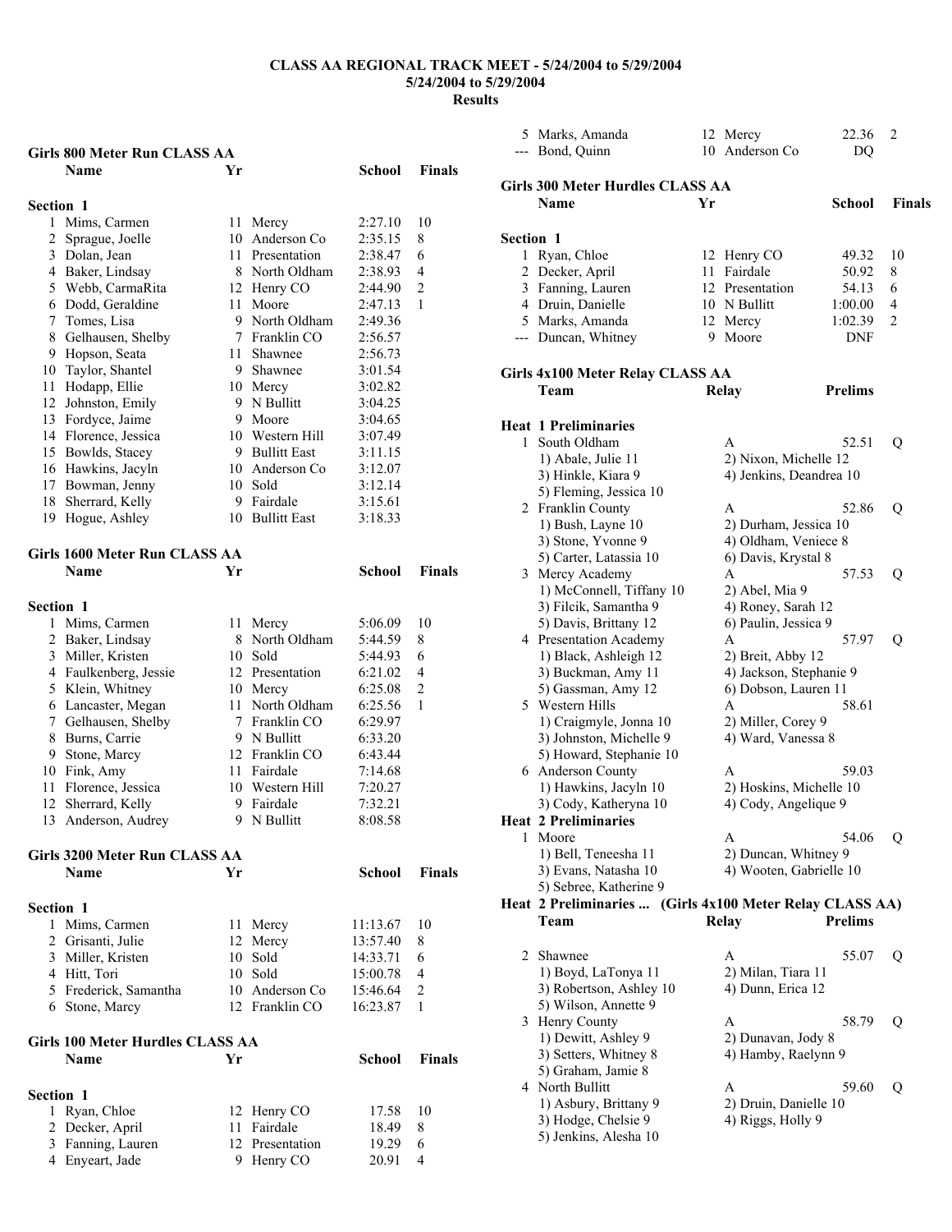**CLASS AA REGIONAL TRACK MEET - 5/24/2004 to 5/29/2004**
**5/24/2004 to 5/29/2004**
**Results**

### Girls 800 Meter Run CLASS AA

**Section 1**

| | Name | Yr | School | Finals | |
|---|---|---|---|---|---|
| 1 | Mims, Carmen | 11 | Mercy | 2:27.10 | 10 |
| 2 | Sprague, Joelle | 10 | Anderson Co | 2:35.15 | 8 |
| 3 | Dolan, Jean | 11 | Presentation | 2:38.47 | 6 |
| 4 | Baker, Lindsay | 8 | North Oldham | 2:38.93 | 4 |
| 5 | Webb, CarmaRita | 12 | Henry CO | 2:44.90 | 2 |
| 6 | Dodd, Geraldine | 11 | Moore | 2:47.13 | 1 |
| 7 | Tomes, Lisa | 9 | North Oldham | 2:49.36 | |
| 8 | Gelhausen, Shelby | 7 | Franklin CO | 2:56.57 | |
| 9 | Hopson, Seata | 11 | Shawnee | 2:56.73 | |
| 10 | Taylor, Shantel | 9 | Shawnee | 3:01.54 | |
| 11 | Hodapp, Ellie | 10 | Mercy | 3:02.82 | |
| 12 | Johnston, Emily | 9 | N Bullitt | 3:04.25 | |
| 13 | Fordyce, Jaime | 9 | Moore | 3:04.65 | |
| 14 | Florence, Jessica | 10 | Western Hill | 3:07.49 | |
| 15 | Bowlds, Stacey | 9 | Bullitt East | 3:11.15 | |
| 16 | Hawkins, Jacyln | 10 | Anderson Co | 3:12.07 | |
| 17 | Bowman, Jenny | 10 | Sold | 3:12.14 | |
| 18 | Sherrard, Kelly | 9 | Fairdale | 3:15.61 | |
| 19 | Hogue, Ashley | 10 | Bullitt East | 3:18.33 | |

### Girls 1600 Meter Run CLASS AA

**Section 1**

| | Name | Yr | School | Finals | |
|---|---|---|---|---|---|
| 1 | Mims, Carmen | 11 | Mercy | 5:06.09 | 10 |
| 2 | Baker, Lindsay | 8 | North Oldham | 5:44.59 | 8 |
| 3 | Miller, Kristen | 10 | Sold | 5:44.93 | 6 |
| 4 | Faulkenberg, Jessie | 12 | Presentation | 6:21.02 | 4 |
| 5 | Klein, Whitney | 10 | Mercy | 6:25.08 | 2 |
| 6 | Lancaster, Megan | 11 | North Oldham | 6:25.56 | 1 |
| 7 | Gelhausen, Shelby | 7 | Franklin CO | 6:29.97 | |
| 8 | Burns, Carrie | 9 | N Bullitt | 6:33.20 | |
| 9 | Stone, Marcy | 12 | Franklin CO | 6:43.44 | |
| 10 | Fink, Amy | 11 | Fairdale | 7:14.68 | |
| 11 | Florence, Jessica | 10 | Western Hill | 7:20.27 | |
| 12 | Sherrard, Kelly | 9 | Fairdale | 7:32.21 | |
| 13 | Anderson, Audrey | 9 | N Bullitt | 8:08.58 | |

### Girls 3200 Meter Run CLASS AA

**Section 1**

| | Name | Yr | School | Finals | |
|---|---|---|---|---|---|
| 1 | Mims, Carmen | 11 | Mercy | 11:13.67 | 10 |
| 2 | Grisanti, Julie | 12 | Mercy | 13:57.40 | 8 |
| 3 | Miller, Kristen | 10 | Sold | 14:33.71 | 6 |
| 4 | Hitt, Tori | 10 | Sold | 15:00.78 | 4 |
| 5 | Frederick, Samantha | 10 | Anderson Co | 15:46.64 | 2 |
| 6 | Stone, Marcy | 12 | Franklin CO | 16:23.87 | 1 |

### Girls 100 Meter Hurdles CLASS AA

**Section 1**

| | Name | Yr | School | Finals | |
|---|---|---|---|---|---|
| 1 | Ryan, Chloe | 12 | Henry CO | 17.58 | 10 |
| 2 | Decker, April | 11 | Fairdale | 18.49 | 8 |
| 3 | Fanning, Lauren | 12 | Presentation | 19.29 | 6 |
| 4 | Enyeart, Jade | 9 | Henry CO | 20.91 | 4 |
| 5 | Marks, Amanda | 12 | Mercy | 22.36 | 2 |
| --- | Bond, Quinn | 10 | Anderson Co | DQ | |

### Girls 300 Meter Hurdles CLASS AA

**Section 1**

| | Name | Yr | School | Finals | |
|---|---|---|---|---|---|
| 1 | Ryan, Chloe | 12 | Henry CO | 49.32 | 10 |
| 2 | Decker, April | 11 | Fairdale | 50.92 | 8 |
| 3 | Fanning, Lauren | 12 | Presentation | 54.13 | 6 |
| 4 | Druin, Danielle | 10 | N Bullitt | 1:00.00 | 4 |
| 5 | Marks, Amanda | 12 | Mercy | 1:02.39 | 2 |
| --- | Duncan, Whitney | 9 | Moore | DNF | |

### Girls 4x100 Meter Relay CLASS AA

| | Team | Relay | Prelims | |
|---|---|---|---|---|
| **Heat 1 Preliminaries** | | | | |
| 1 | South Oldham | A | 52.51 | Q |
| | 1) Abale, Julie 11 | 2) Nixon, Michelle 12 | | |
| | 3) Hinkle, Kiara 9 | 4) Jenkins, Deandrea 10 | | |
| | 5) Fleming, Jessica 10 | | | |
| 2 | Franklin County | A | 52.86 | Q |
| | 1) Bush, Layne 10 | 2) Durham, Jessica 10 | | |
| | 3) Stone, Yvonne 9 | 4) Oldham, Veniece 8 | | |
| | 5) Carter, Latassia 10 | 6) Davis, Krystal 8 | | |
| 3 | Mercy Academy | A | 57.53 | Q |
| | 1) McConnell, Tiffany 10 | 2) Abel, Mia 9 | | |
| | 3) Filcik, Samantha 9 | 4) Roney, Sarah 12 | | |
| | 5) Davis, Brittany 12 | 6) Paulin, Jessica 9 | | |
| 4 | Presentation Academy | A | 57.97 | Q |
| | 1) Black, Ashleigh 12 | 2) Breit, Abby 12 | | |
| | 3) Buckman, Amy 11 | 4) Jackson, Stephanie 9 | | |
| | 5) Gassman, Amy 12 | 6) Dobson, Lauren 11 | | |
| 5 | Western Hills | A | 58.61 | |
| | 1) Craigmyle, Jonna 10 | 2) Miller, Corey 9 | | |
| | 3) Johnston, Michelle 9 | 4) Ward, Vanessa 8 | | |
| | 5) Howard, Stephanie 10 | | | |
| 6 | Anderson County | A | 59.03 | |
| | 1) Hawkins, Jacyln 10 | 2) Hoskins, Michelle 10 | | |
| | 3) Cody, Katheryna 10 | 4) Cody, Angelique 9 | | |
| **Heat 2 Preliminaries** | | | | |
| 1 | Moore | A | 54.06 | Q |
| | 1) Bell, Teneesha 11 | 2) Duncan, Whitney 9 | | |
| | 3) Evans, Natasha 10 | 4) Wooten, Gabrielle 10 | | |
| | 5) Sebree, Katherine 9 | | | |
| 2 | Shawnee | A | 55.07 | Q |
| | 1) Boyd, LaTonya 11 | 2) Milan, Tiara 11 | | |
| | 3) Robertson, Ashley 10 | 4) Dunn, Erica 12 | | |
| | 5) Wilson, Annette 9 | | | |
| 3 | Henry County | A | 58.79 | Q |
| | 1) Dewitt, Ashley 9 | 2) Dunavan, Jody 8 | | |
| | 3) Setters, Whitney 8 | 4) Hamby, Raelynn 9 | | |
| | 5) Graham, Jamie 8 | | | |
| 4 | North Bullitt | A | 59.60 | Q |
| | 1) Asbury, Brittany 9 | 2) Druin, Danielle 10 | | |
| | 3) Hodge, Chelsie 9 | 4) Riggs, Holly 9 | | |
| | 5) Jenkins, Alesha 10 | | | |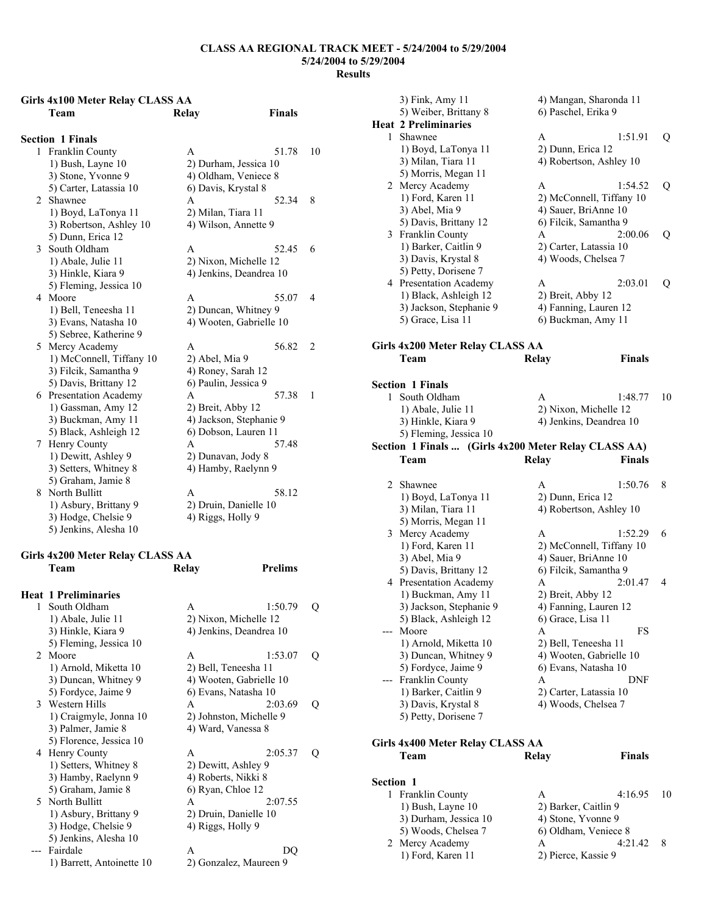# CLASS AA REGIONAL TRACK MEET - 5/24/2004 to 5/29/2004

**5/24/2004 to 5/29/2004**

**Results**

## Girls 4x100 Meter Relay CLASS AA

| | Team | Relay | Finals | |
|---|---|---|---|---|

### Section 1 Finals

| | Team | Relay | Finals | Points |
|---|---|---|---|---|
| 1 | Franklin County | A | 51.78 | 10 |
| | 1) Bush, Layne 10 | 2) Durham, Jessica 10 | | |
| | 3) Stone, Yvonne 9 | 4) Oldham, Veniece 8 | | |
| | 5) Carter, Latassia 10 | 6) Davis, Krystal 8 | | |
| 2 | Shawnee | A | 52.34 | 8 |
| | 1) Boyd, LaTonya 11 | 2) Milan, Tiara 11 | | |
| | 3) Robertson, Ashley 10 | 4) Wilson, Annette 9 | | |
| | 5) Dunn, Erica 12 | | | |
| 3 | South Oldham | A | 52.45 | 6 |
| | 1) Abale, Julie 11 | 2) Nixon, Michelle 12 | | |
| | 3) Hinkle, Kiara 9 | 4) Jenkins, Deandrea 10 | | |
| | 5) Fleming, Jessica 10 | | | |
| 4 | Moore | A | 55.07 | 4 |
| | 1) Bell, Teneesha 11 | 2) Duncan, Whitney 9 | | |
| | 3) Evans, Natasha 10 | 4) Wooten, Gabrielle 10 | | |
| | 5) Sebree, Katherine 9 | | | |
| 5 | Mercy Academy | A | 56.82 | 2 |
| | 1) McConnell, Tiffany 10 | 2) Abel, Mia 9 | | |
| | 3) Filcik, Samantha 9 | 4) Roney, Sarah 12 | | |
| | 5) Davis, Brittany 12 | 6) Paulin, Jessica 9 | | |
| 6 | Presentation Academy | A | 57.38 | 1 |
| | 1) Gassman, Amy 12 | 2) Breit, Abby 12 | | |
| | 3) Buckman, Amy 11 | 4) Jackson, Stephanie 9 | | |
| | 5) Black, Ashleigh 12 | 6) Dobson, Lauren 11 | | |
| 7 | Henry County | A | 57.48 | |
| | 1) Dewitt, Ashley 9 | 2) Dunavan, Jody 8 | | |
| | 3) Setters, Whitney 8 | 4) Hamby, Raelynn 9 | | |
| | 5) Graham, Jamie 8 | | | |
| 8 | North Bullitt | A | 58.12 | |
| | 1) Asbury, Brittany 9 | 2) Druin, Danielle 10 | | |
| | 3) Hodge, Chelsie 9 | 4) Riggs, Holly 9 | | |
| | 5) Jenkins, Alesha 10 | | | |

## Girls 4x200 Meter Relay CLASS AA

### Heat 1 Preliminaries

| | Team | Relay | Prelims | |
|---|---|---|---|---|
| 1 | South Oldham | A | 1:50.79 | Q |
| | 1) Abale, Julie 11 | 2) Nixon, Michelle 12 | | |
| | 3) Hinkle, Kiara 9 | 4) Jenkins, Deandrea 10 | | |
| | 5) Fleming, Jessica 10 | | | |
| 2 | Moore | A | 1:53.07 | Q |
| | 1) Arnold, Miketta 10 | 2) Bell, Teneesha 11 | | |
| | 3) Duncan, Whitney 9 | 4) Wooten, Gabrielle 10 | | |
| | 5) Fordyce, Jaime 9 | 6) Evans, Natasha 10 | | |
| 3 | Western Hills | A | 2:03.69 | Q |
| | 1) Craigmyle, Jonna 10 | 2) Johnston, Michelle 9 | | |
| | 3) Palmer, Jamie 8 | 4) Ward, Vanessa 8 | | |
| | 5) Florence, Jessica 10 | | | |
| 4 | Henry County | A | 2:05.37 | Q |
| | 1) Setters, Whitney 8 | 2) Dewitt, Ashley 9 | | |
| | 3) Hamby, Raelynn 9 | 4) Roberts, Nikki 8 | | |
| | 5) Graham, Jamie 8 | 6) Ryan, Chloe 12 | | |
| 5 | North Bullitt | A | 2:07.55 | |
| | 1) Asbury, Brittany 9 | 2) Druin, Danielle 10 | | |
| | 3) Hodge, Chelsie 9 | 4) Riggs, Holly 9 | | |
| | 5) Jenkins, Alesha 10 | | | |
| --- | Fairdale | A | DQ | |
| | 1) Barrett, Antoinette 10 | 2) Gonzalez, Maureen 9 | | |
| | 3) Fink, Amy 11 | 4) Mangan, Sharonda 11 | | |
| | 5) Weiber, Brittany 8 | 6) Paschel, Erika 9 | | |

### Heat 2 Preliminaries

| | Team | Relay | Prelims | |
|---|---|---|---|---|
| 1 | Shawnee | A | 1:51.91 | Q |
| | 1) Boyd, LaTonya 11 | 2) Dunn, Erica 12 | | |
| | 3) Milan, Tiara 11 | 4) Robertson, Ashley 10 | | |
| | 5) Morris, Megan 11 | | | |
| 2 | Mercy Academy | A | 1:54.52 | Q |
| | 1) Ford, Karen 11 | 2) McConnell, Tiffany 10 | | |
| | 3) Abel, Mia 9 | 4) Sauer, BriAnne 10 | | |
| | 5) Davis, Brittany 12 | 6) Filcik, Samantha 9 | | |
| 3 | Franklin County | A | 2:00.06 | Q |
| | 1) Barker, Caitlin 9 | 2) Carter, Latassia 10 | | |
| | 3) Davis, Krystal 8 | 4) Woods, Chelsea 7 | | |
| | 5) Petty, Dorisene 7 | | | |
| 4 | Presentation Academy | A | 2:03.01 | Q |
| | 1) Black, Ashleigh 12 | 2) Breit, Abby 12 | | |
| | 3) Jackson, Stephanie 9 | 4) Fanning, Lauren 12 | | |
| | 5) Grace, Lisa 11 | 6) Buckman, Amy 11 | | |

## Girls 4x200 Meter Relay CLASS AA

### Section 1 Finals

| | Team | Relay | Finals | Points |
|---|---|---|---|---|
| 1 | South Oldham | A | 1:48.77 | 10 |
| | 1) Abale, Julie 11 | 2) Nixon, Michelle 12 | | |
| | 3) Hinkle, Kiara 9 | 4) Jenkins, Deandrea 10 | | |
| | 5) Fleming, Jessica 10 | | | |
| 2 | Shawnee | A | 1:50.76 | 8 |
| | 1) Boyd, LaTonya 11 | 2) Dunn, Erica 12 | | |
| | 3) Milan, Tiara 11 | 4) Robertson, Ashley 10 | | |
| | 5) Morris, Megan 11 | | | |
| 3 | Mercy Academy | A | 1:52.29 | 6 |
| | 1) Ford, Karen 11 | 2) McConnell, Tiffany 10 | | |
| | 3) Abel, Mia 9 | 4) Sauer, BriAnne 10 | | |
| | 5) Davis, Brittany 12 | 6) Filcik, Samantha 9 | | |
| 4 | Presentation Academy | A | 2:01.47 | 4 |
| | 1) Buckman, Amy 11 | 2) Breit, Abby 12 | | |
| | 3) Jackson, Stephanie 9 | 4) Fanning, Lauren 12 | | |
| | 5) Black, Ashleigh 12 | 6) Grace, Lisa 11 | | |
| --- | Moore | A | FS | |
| | 1) Arnold, Miketta 10 | 2) Bell, Teneesha 11 | | |
| | 3) Duncan, Whitney 9 | 4) Wooten, Gabrielle 10 | | |
| | 5) Fordyce, Jaime 9 | 6) Evans, Natasha 10 | | |
| --- | Franklin County | A | DNF | |
| | 1) Barker, Caitlin 9 | 2) Carter, Latassia 10 | | |
| | 3) Davis, Krystal 8 | 4) Woods, Chelsea 7 | | |
| | 5) Petty, Dorisene 7 | | | |

## Girls 4x400 Meter Relay CLASS AA

### Section 1

| | Team | Relay | Finals | Points |
|---|---|---|---|---|
| 1 | Franklin County | A | 4:16.95 | 10 |
| | 1) Bush, Layne 10 | 2) Barker, Caitlin 9 | | |
| | 3) Durham, Jessica 10 | 4) Stone, Yvonne 9 | | |
| | 5) Woods, Chelsea 7 | 6) Oldham, Veniece 8 | | |
| 2 | Mercy Academy | A | 4:21.42 | 8 |
| | 1) Ford, Karen 11 | 2) Pierce, Kassie 9 | | |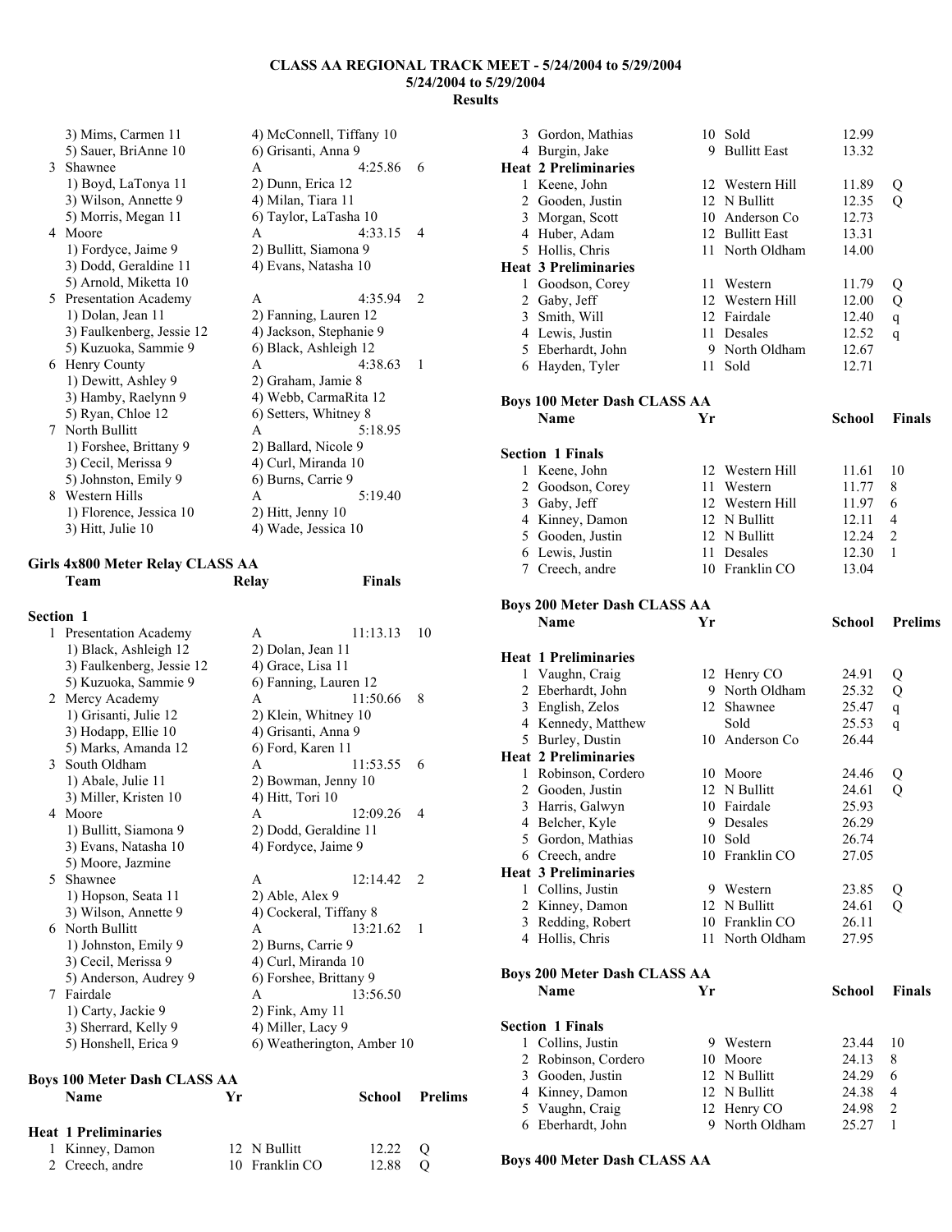# CLASS AA REGIONAL TRACK MEET - 5/24/2004 to 5/29/2004

**5/24/2004 to 5/29/2004**

**Results**

| | Team | Relay | Finals | Points |
|---|---|---|---|---|
| | 3) Mims, Carmen 11 | 4) McConnell, Tiffany 10 | | |
| | 5) Sauer, BriAnne 10 | 6) Grisanti, Anna 9 | | |
| 3 | Shawnee | A | 4:25.86 | 6 |
| | 1) Boyd, LaTonya 11 | 2) Dunn, Erica 12 | | |
| | 3) Wilson, Annette 9 | 4) Milan, Tiara 11 | | |
| | 5) Morris, Megan 11 | 6) Taylor, LaTasha 10 | | |
| 4 | Moore | A | 4:33.15 | 4 |
| | 1) Fordyce, Jaime 9 | 2) Bullitt, Siamona 9 | | |
| | 3) Dodd, Geraldine 11 | 4) Evans, Natasha 10 | | |
| | 5) Arnold, Miketta 10 | | | |
| 5 | Presentation Academy | A | 4:35.94 | 2 |
| | 1) Dolan, Jean 11 | 2) Fanning, Lauren 12 | | |
| | 3) Faulkenberg, Jessie 12 | 4) Jackson, Stephanie 9 | | |
| | 5) Kuzuoka, Sammie 9 | 6) Black, Ashleigh 12 | | |
| 6 | Henry County | A | 4:38.63 | 1 |
| | 1) Dewitt, Ashley 9 | 2) Graham, Jamie 8 | | |
| | 3) Hamby, Raelynn 9 | 4) Webb, CarmaRita 12 | | |
| | 5) Ryan, Chloe 12 | 6) Setters, Whitney 8 | | |
| 7 | North Bullitt | A | 5:18.95 | |
| | 1) Forshee, Brittany 9 | 2) Ballard, Nicole 9 | | |
| | 3) Cecil, Merissa 9 | 4) Curl, Miranda 10 | | |
| | 5) Johnston, Emily 9 | 6) Burns, Carrie 9 | | |
| 8 | Western Hills | A | 5:19.40 | |
| | 1) Florence, Jessica 10 | 2) Hitt, Jenny 10 | | |
| | 3) Hitt, Julie 10 | 4) Wade, Jessica 10 | | |

## Girls 4x800 Meter Relay CLASS AA

**Section 1**

| | Team | Relay | Finals | Points |
|---|---|---|---|---|
| 1 | Presentation Academy | A | 11:13.13 | 10 |
| | 1) Black, Ashleigh 12 | 2) Dolan, Jean 11 | | |
| | 3) Faulkenberg, Jessie 12 | 4) Grace, Lisa 11 | | |
| | 5) Kuzuoka, Sammie 9 | 6) Fanning, Lauren 12 | | |
| 2 | Mercy Academy | A | 11:50.66 | 8 |
| | 1) Grisanti, Julie 12 | 2) Klein, Whitney 10 | | |
| | 3) Hodapp, Ellie 10 | 4) Grisanti, Anna 9 | | |
| | 5) Marks, Amanda 12 | 6) Ford, Karen 11 | | |
| 3 | South Oldham | A | 11:53.55 | 6 |
| | 1) Abale, Julie 11 | 2) Bowman, Jenny 10 | | |
| | 3) Miller, Kristen 10 | 4) Hitt, Tori 10 | | |
| 4 | Moore | A | 12:09.26 | 4 |
| | 1) Bullitt, Siamona 9 | 2) Dodd, Geraldine 11 | | |
| | 3) Evans, Natasha 10 | 4) Fordyce, Jaime 9 | | |
| | 5) Moore, Jazmine | | | |
| 5 | Shawnee | A | 12:14.42 | 2 |
| | 1) Hopson, Seata 11 | 2) Able, Alex 9 | | |
| | 3) Wilson, Annette 9 | 4) Cockeral, Tiffany 8 | | |
| 6 | North Bullitt | A | 13:21.62 | 1 |
| | 1) Johnston, Emily 9 | 2) Burns, Carrie 9 | | |
| | 3) Cecil, Merissa 9 | 4) Curl, Miranda 10 | | |
| | 5) Anderson, Audrey 9 | 6) Forshee, Brittany 9 | | |
| 7 | Fairdale | A | 13:56.50 | |
| | 1) Carty, Jackie 9 | 2) Fink, Amy 11 | | |
| | 3) Sherrard, Kelly 9 | 4) Miller, Lacy 9 | | |
| | 5) Honshell, Erica 9 | 6) Weatherington, Amber 10 | | |

## Boys 100 Meter Dash CLASS AA

| | Name | Yr | School | Prelims | |
|---|---|---|---|---|---|
| **Heat 1 Preliminaries** | | | | | |
| 1 | Kinney, Damon | 12 | N Bullitt | 12.22 | Q |
| 2 | Creech, andre | 10 | Franklin CO | 12.88 | Q |
| 3 | Gordon, Mathias | 10 | Sold | 12.99 | |
| 4 | Burgin, Jake | 9 | Bullitt East | 13.32 | |
| **Heat 2 Preliminaries** | | | | | |
| 1 | Keene, John | 12 | Western Hill | 11.89 | Q |
| 2 | Gooden, Justin | 12 | N Bullitt | 12.35 | Q |
| 3 | Morgan, Scott | 10 | Anderson Co | 12.73 | |
| 4 | Huber, Adam | 12 | Bullitt East | 13.31 | |
| 5 | Hollis, Chris | 11 | North Oldham | 14.00 | |
| **Heat 3 Preliminaries** | | | | | |
| 1 | Goodson, Corey | 11 | Western | 11.79 | Q |
| 2 | Gaby, Jeff | 12 | Western Hill | 12.00 | Q |
| 3 | Smith, Will | 12 | Fairdale | 12.40 | q |
| 4 | Lewis, Justin | 11 | Desales | 12.52 | q |
| 5 | Eberhardt, John | 9 | North Oldham | 12.67 | |
| 6 | Hayden, Tyler | 11 | Sold | 12.71 | |

## Boys 100 Meter Dash CLASS AA

| | Name | Yr | School | Finals | Points |
|---|---|---|---|---|---|
| **Section 1 Finals** | | | | | |
| 1 | Keene, John | 12 | Western Hill | 11.61 | 10 |
| 2 | Goodson, Corey | 11 | Western | 11.77 | 8 |
| 3 | Gaby, Jeff | 12 | Western Hill | 11.97 | 6 |
| 4 | Kinney, Damon | 12 | N Bullitt | 12.11 | 4 |
| 5 | Gooden, Justin | 12 | N Bullitt | 12.24 | 2 |
| 6 | Lewis, Justin | 11 | Desales | 12.30 | 1 |
| 7 | Creech, andre | 10 | Franklin CO | 13.04 | |

## Boys 200 Meter Dash CLASS AA

| | Name | Yr | School | Prelims | |
|---|---|---|---|---|---|
| **Heat 1 Preliminaries** | | | | | |
| 1 | Vaughn, Craig | 12 | Henry CO | 24.91 | Q |
| 2 | Eberhardt, John | 9 | North Oldham | 25.32 | Q |
| 3 | English, Zelos | 12 | Shawnee | 25.47 | q |
| 4 | Kennedy, Matthew | | Sold | 25.53 | q |
| 5 | Burley, Dustin | 10 | Anderson Co | 26.44 | |
| **Heat 2 Preliminaries** | | | | | |
| 1 | Robinson, Cordero | 10 | Moore | 24.46 | Q |
| 2 | Gooden, Justin | 12 | N Bullitt | 24.61 | Q |
| 3 | Harris, Galwyn | 10 | Fairdale | 25.93 | |
| 4 | Belcher, Kyle | 9 | Desales | 26.29 | |
| 5 | Gordon, Mathias | 10 | Sold | 26.74 | |
| 6 | Creech, andre | 10 | Franklin CO | 27.05 | |
| **Heat 3 Preliminaries** | | | | | |
| 1 | Collins, Justin | 9 | Western | 23.85 | Q |
| 2 | Kinney, Damon | 12 | N Bullitt | 24.61 | Q |
| 3 | Redding, Robert | 10 | Franklin CO | 26.11 | |
| 4 | Hollis, Chris | 11 | North Oldham | 27.95 | |

## Boys 200 Meter Dash CLASS AA

| | Name | Yr | School | Finals | Points |
|---|---|---|---|---|---|
| **Section 1 Finals** | | | | | |
| 1 | Collins, Justin | 9 | Western | 23.44 | 10 |
| 2 | Robinson, Cordero | 10 | Moore | 24.13 | 8 |
| 3 | Gooden, Justin | 12 | N Bullitt | 24.29 | 6 |
| 4 | Kinney, Damon | 12 | N Bullitt | 24.38 | 4 |
| 5 | Vaughn, Craig | 12 | Henry CO | 24.98 | 2 |
| 6 | Eberhardt, John | 9 | North Oldham | 25.27 | 1 |

## Boys 400 Meter Dash CLASS AA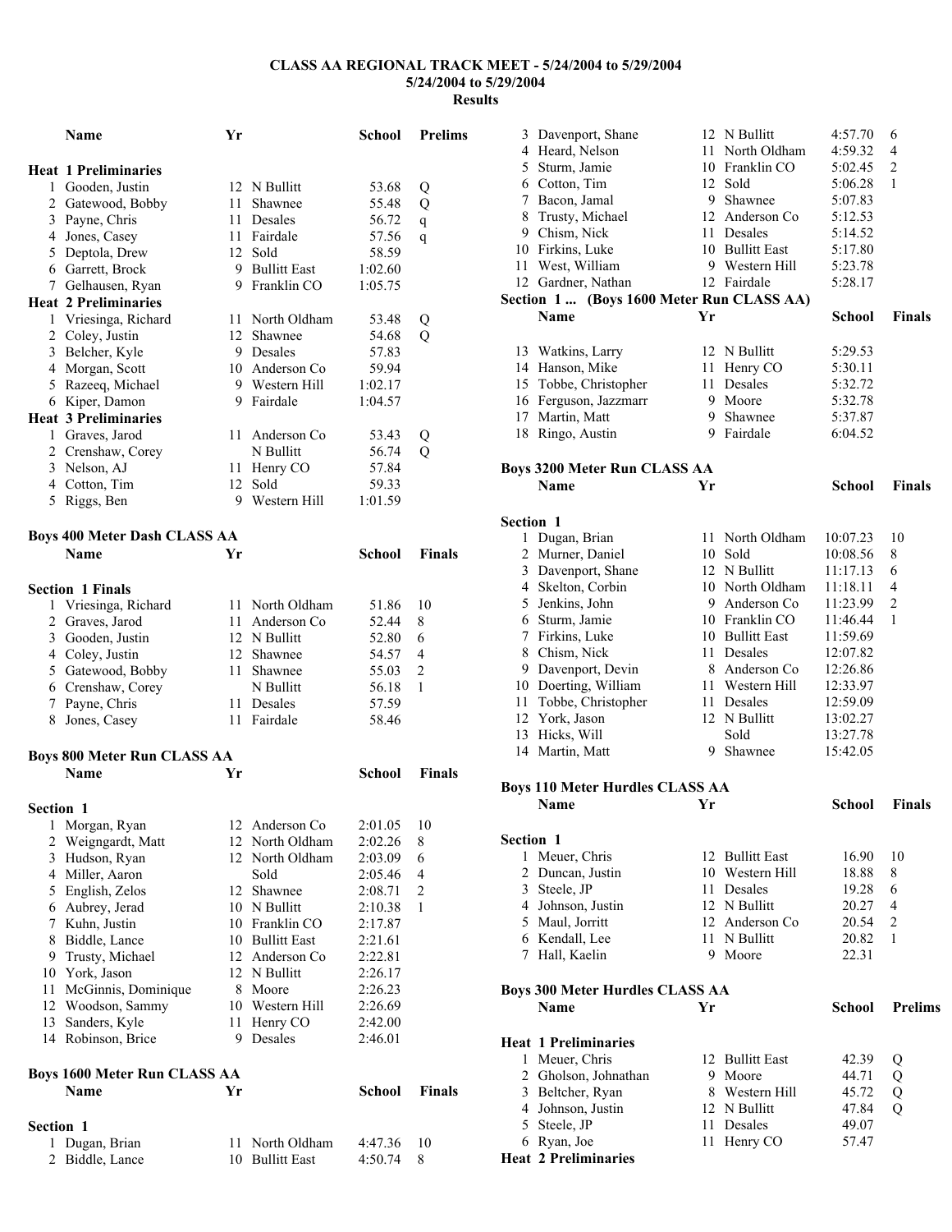**CLASS AA REGIONAL TRACK MEET - 5/24/2004 to 5/29/2004**
**5/24/2004 to 5/29/2004**
**Results**

| | Name | Yr | School | Prelims | |
|---|---|---|---|---|---|
| **Heat 1 Preliminaries** | | | | | |
| 1 | Gooden, Justin | 12 | N Bullitt | 53.68 | Q |
| 2 | Gatewood, Bobby | 11 | Shawnee | 55.48 | Q |
| 3 | Payne, Chris | 11 | Desales | 56.72 | q |
| 4 | Jones, Casey | 11 | Fairdale | 57.56 | q |
| 5 | Deptola, Drew | 12 | Sold | 58.59 | |
| 6 | Garrett, Brock | 9 | Bullitt East | 1:02.60 | |
| 7 | Gelhausen, Ryan | 9 | Franklin CO | 1:05.75 | |
| **Heat 2 Preliminaries** | | | | | |
| 1 | Vriesinga, Richard | 11 | North Oldham | 53.48 | Q |
| 2 | Coley, Justin | 12 | Shawnee | 54.68 | Q |
| 3 | Belcher, Kyle | 9 | Desales | 57.83 | |
| 4 | Morgan, Scott | 10 | Anderson Co | 59.94 | |
| 5 | Razeeq, Michael | 9 | Western Hill | 1:02.17 | |
| 6 | Kiper, Damon | 9 | Fairdale | 1:04.57 | |
| **Heat 3 Preliminaries** | | | | | |
| 1 | Graves, Jarod | 11 | Anderson Co | 53.43 | Q |
| 2 | Crenshaw, Corey | | N Bullitt | 56.74 | Q |
| 3 | Nelson, AJ | 11 | Henry CO | 57.84 | |
| 4 | Cotton, Tim | 12 | Sold | 59.33 | |
| 5 | Riggs, Ben | 9 | Western Hill | 1:01.59 | |

**Boys 400 Meter Dash CLASS AA**

| | Name | Yr | School | Finals | |
|---|---|---|---|---|---|
| **Section 1 Finals** | | | | | |
| 1 | Vriesinga, Richard | 11 | North Oldham | 51.86 | 10 |
| 2 | Graves, Jarod | 11 | Anderson Co | 52.44 | 8 |
| 3 | Gooden, Justin | 12 | N Bullitt | 52.80 | 6 |
| 4 | Coley, Justin | 12 | Shawnee | 54.57 | 4 |
| 5 | Gatewood, Bobby | 11 | Shawnee | 55.03 | 2 |
| 6 | Crenshaw, Corey | | N Bullitt | 56.18 | 1 |
| 7 | Payne, Chris | 11 | Desales | 57.59 | |
| 8 | Jones, Casey | 11 | Fairdale | 58.46 | |

**Boys 800 Meter Run CLASS AA**

| | Name | Yr | School | Finals | |
|---|---|---|---|---|---|
| **Section 1** | | | | | |
| 1 | Morgan, Ryan | 12 | Anderson Co | 2:01.05 | 10 |
| 2 | Weingardt, Matt | 12 | North Oldham | 2:02.26 | 8 |
| 3 | Hudson, Ryan | 12 | North Oldham | 2:03.09 | 6 |
| 4 | Miller, Aaron | | Sold | 2:05.46 | 4 |
| 5 | English, Zelos | 12 | Shawnee | 2:08.71 | 2 |
| 6 | Aubrey, Jerad | 10 | N Bullitt | 2:10.38 | 1 |
| 7 | Kuhn, Justin | 10 | Franklin CO | 2:17.87 | |
| 8 | Biddle, Lance | 10 | Bullitt East | 2:21.61 | |
| 9 | Trusty, Michael | 12 | Anderson Co | 2:22.81 | |
| 10 | York, Jason | 12 | N Bullitt | 2:26.17 | |
| 11 | McGinnis, Dominique | 8 | Moore | 2:26.23 | |
| 12 | Woodson, Sammy | 10 | Western Hill | 2:26.69 | |
| 13 | Sanders, Kyle | 11 | Henry CO | 2:42.00 | |
| 14 | Robinson, Brice | 9 | Desales | 2:46.01 | |

**Boys 1600 Meter Run CLASS AA**

| | Name | Yr | School | Finals | |
|---|---|---|---|---|---|
| **Section 1** | | | | | |
| 1 | Dugan, Brian | 11 | North Oldham | 4:47.36 | 10 |
| 2 | Biddle, Lance | 10 | Bullitt East | 4:50.74 | 8 |
| 3 | Davenport, Shane | 12 | N Bullitt | 4:57.70 | 6 |
| 4 | Heard, Nelson | 11 | North Oldham | 4:59.32 | 4 |
| 5 | Sturm, Jamie | 10 | Franklin CO | 5:02.45 | 2 |
| 6 | Cotton, Tim | 12 | Sold | 5:06.28 | 1 |
| 7 | Bacon, Jamal | 9 | Shawnee | 5:07.83 | |
| 8 | Trusty, Michael | 12 | Anderson Co | 5:12.53 | |
| 9 | Chism, Nick | 11 | Desales | 5:14.52 | |
| 10 | Firkins, Luke | 10 | Bullitt East | 5:17.80 | |
| 11 | West, William | 9 | Western Hill | 5:23.78 | |
| 12 | Gardner, Nathan | 12 | Fairdale | 5:28.17 | |
| 13 | Watkins, Larry | 12 | N Bullitt | 5:29.53 | |
| 14 | Hanson, Mike | 11 | Henry CO | 5:30.11 | |
| 15 | Tobbe, Christopher | 11 | Desales | 5:32.72 | |
| 16 | Ferguson, Jazzmarr | 9 | Moore | 5:32.78 | |
| 17 | Martin, Matt | 9 | Shawnee | 5:37.87 | |
| 18 | Ringo, Austin | 9 | Fairdale | 6:04.52 | |

**Boys 3200 Meter Run CLASS AA**

| | Name | Yr | School | Finals | |
|---|---|---|---|---|---|
| **Section 1** | | | | | |
| 1 | Dugan, Brian | 11 | North Oldham | 10:07.23 | 10 |
| 2 | Murner, Daniel | 10 | Sold | 10:08.56 | 8 |
| 3 | Davenport, Shane | 12 | N Bullitt | 11:17.13 | 6 |
| 4 | Skelton, Corbin | 10 | North Oldham | 11:18.11 | 4 |
| 5 | Jenkins, John | 9 | Anderson Co | 11:23.99 | 2 |
| 6 | Sturm, Jamie | 10 | Franklin CO | 11:46.44 | 1 |
| 7 | Firkins, Luke | 10 | Bullitt East | 11:59.69 | |
| 8 | Chism, Nick | 11 | Desales | 12:07.82 | |
| 9 | Davenport, Devin | 8 | Anderson Co | 12:26.86 | |
| 10 | Doerting, William | 11 | Western Hill | 12:33.97 | |
| 11 | Tobbe, Christopher | 11 | Desales | 12:59.09 | |
| 12 | York, Jason | 12 | N Bullitt | 13:02.27 | |
| 13 | Hicks, Will | | Sold | 13:27.78 | |
| 14 | Martin, Matt | 9 | Shawnee | 15:42.05 | |

**Boys 110 Meter Hurdles CLASS AA**

| | Name | Yr | School | Finals | |
|---|---|---|---|---|---|
| **Section 1** | | | | | |
| 1 | Meuer, Chris | 12 | Bullitt East | 16.90 | 10 |
| 2 | Duncan, Justin | 10 | Western Hill | 18.88 | 8 |
| 3 | Steele, JP | 11 | Desales | 19.28 | 6 |
| 4 | Johnson, Justin | 12 | N Bullitt | 20.27 | 4 |
| 5 | Maul, Jorritt | 12 | Anderson Co | 20.54 | 2 |
| 6 | Kendall, Lee | 11 | N Bullitt | 20.82 | 1 |
| 7 | Hall, Kaelin | 9 | Moore | 22.31 | |

**Boys 300 Meter Hurdles CLASS AA**

| | Name | Yr | School | Prelims | |
|---|---|---|---|---|---|
| **Heat 1 Preliminaries** | | | | | |
| 1 | Meuer, Chris | 12 | Bullitt East | 42.39 | Q |
| 2 | Gholson, Johnathan | 9 | Moore | 44.71 | Q |
| 3 | Beltcher, Ryan | 8 | Western Hill | 45.72 | Q |
| 4 | Johnson, Justin | 12 | N Bullitt | 47.84 | Q |
| 5 | Steele, JP | 11 | Desales | 49.07 | |
| 6 | Ryan, Joe | 11 | Henry CO | 57.47 | |
| **Heat 2 Preliminaries** | | | | | |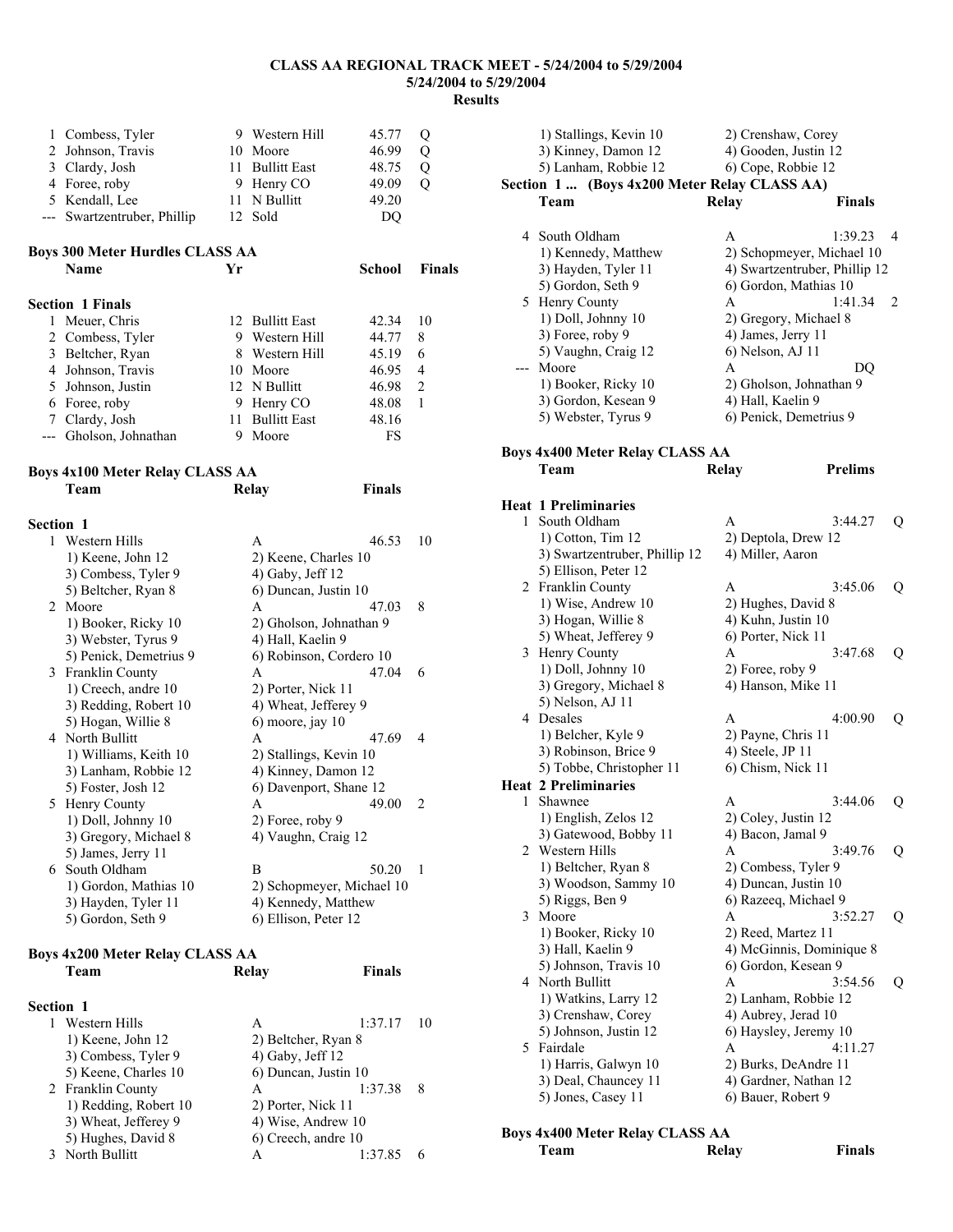# CLASS AA REGIONAL TRACK MEET - 5/24/2004 to 5/29/2004

**5/24/2004 to 5/29/2004**

**Results**

| | Name | Yr | School | Prelims | |
|---|---|---|---|---|---|
| 1 | Combess, Tyler | 9 | Western Hill | 45.77 | Q |
| 2 | Johnson, Travis | 10 | Moore | 46.99 | Q |
| 3 | Clardy, Josh | 11 | Bullitt East | 48.75 | Q |
| 4 | Foree, roby | 9 | Henry CO | 49.09 | Q |
| 5 | Kendall, Lee | 11 | N Bullitt | 49.20 | |
| --- | Swartzentruber, Phillip | 12 | Sold | DQ | |

## Boys 300 Meter Hurdles CLASS AA

**Section 1 Finals**

| | Name | Yr | School | Finals | |
|---|---|---|---|---|---|
| 1 | Meuer, Chris | 12 | Bullitt East | 42.34 | 10 |
| 2 | Combess, Tyler | 9 | Western Hill | 44.77 | 8 |
| 3 | Beltcher, Ryan | 8 | Western Hill | 45.19 | 6 |
| 4 | Johnson, Travis | 10 | Moore | 46.95 | 4 |
| 5 | Johnson, Justin | 12 | N Bullitt | 46.98 | 2 |
| 6 | Foree, roby | 9 | Henry CO | 48.08 | 1 |
| 7 | Clardy, Josh | 11 | Bullitt East | 48.16 | |
| --- | Gholson, Johnathan | 9 | Moore | FS | |

## Boys 4x100 Meter Relay CLASS AA

**Section 1**

| | Team | Relay | Finals | |
|---|---|---|---|---|
| 1 | Western Hills | A | 46.53 | 10 |
| | 1) Keene, John 12; 2) Keene, Charles 10; 3) Combess, Tyler 9; 4) Gaby, Jeff 12; 5) Beltcher, Ryan 8; 6) Duncan, Justin 10 | | | |
| 2 | Moore | A | 47.03 | 8 |
| | 1) Booker, Ricky 10; 2) Gholson, Johnathan 9; 3) Webster, Tyrus 9; 4) Hall, Kaelin 9; 5) Penick, Demetrius 9; 6) Robinson, Cordero 10 | | | |
| 3 | Franklin County | A | 47.04 | 6 |
| | 1) Creech, andre 10; 2) Porter, Nick 11; 3) Redding, Robert 10; 4) Wheat, Jefferey 9; 5) Hogan, Willie 8; 6) moore, jay 10 | | | |
| 4 | North Bullitt | A | 47.69 | 4 |
| | 1) Williams, Keith 10; 2) Stallings, Kevin 10; 3) Lanham, Robbie 12; 4) Kinney, Damon 12; 5) Foster, Josh 12; 6) Davenport, Shane 12 | | | |
| 5 | Henry County | A | 49.00 | 2 |
| | 1) Doll, Johnny 10; 2) Foree, roby 9; 3) Gregory, Michael 8; 4) Vaughn, Craig 12; 5) James, Jerry 11 | | | |
| 6 | South Oldham | B | 50.20 | 1 |
| | 1) Gordon, Mathias 10; 2) Schopmeyer, Michael 10; 3) Hayden, Tyler 11; 4) Kennedy, Matthew; 5) Gordon, Seth 9; 6) Ellison, Peter 12 | | | |

## Boys 4x200 Meter Relay CLASS AA

**Section 1**

| | Team | Relay | Finals | |
|---|---|---|---|---|
| 1 | Western Hills | A | 1:37.17 | 10 |
| | 1) Keene, John 12; 2) Beltcher, Ryan 8; 3) Combess, Tyler 9; 4) Gaby, Jeff 12; 5) Keene, Charles 10; 6) Duncan, Justin 10 | | | |
| 2 | Franklin County | A | 1:37.38 | 8 |
| | 1) Redding, Robert 10; 2) Porter, Nick 11; 3) Wheat, Jefferey 9; 4) Wise, Andrew 10; 5) Hughes, David 8; 6) Creech, andre 10 | | | |
| 3 | North Bullitt | A | 1:37.85 | 6 |
| | 1) Stallings, Kevin 10; 2) Crenshaw, Corey; 3) Kinney, Damon 12; 4) Gooden, Justin 12; 5) Lanham, Robbie 12; 6) Cope, Robbie 12 | | | |
| 4 | South Oldham | A | 1:39.23 | 4 |
| | 1) Kennedy, Matthew; 2) Schopmeyer, Michael 10; 3) Hayden, Tyler 11; 4) Swartzentruber, Phillip 12; 5) Gordon, Seth 9; 6) Gordon, Mathias 10 | | | |
| 5 | Henry County | A | 1:41.34 | 2 |
| | 1) Doll, Johnny 10; 2) Gregory, Michael 8; 3) Foree, roby 9; 4) James, Jerry 11; 5) Vaughn, Craig 12; 6) Nelson, AJ 11 | | | |
| --- | Moore | A | DQ | |
| | 1) Booker, Ricky 10; 2) Gholson, Johnathan 9; 3) Gordon, Kesean 9; 4) Hall, Kaelin 9; 5) Webster, Tyrus 9; 6) Penick, Demetrius 9 | | | |

## Boys 4x400 Meter Relay CLASS AA

**Heat 1 Preliminaries**

| | Team | Relay | Prelims | |
|---|---|---|---|---|
| 1 | South Oldham | A | 3:44.27 | Q |
| | 1) Cotton, Tim 12; 2) Deptola, Drew 12; 3) Swartzentruber, Phillip 12; 4) Miller, Aaron; 5) Ellison, Peter 12 | | | |
| 2 | Franklin County | A | 3:45.06 | Q |
| | 1) Wise, Andrew 10; 2) Hughes, David 8; 3) Hogan, Willie 8; 4) Kuhn, Justin 10; 5) Wheat, Jefferey 9; 6) Porter, Nick 11 | | | |
| 3 | Henry County | A | 3:47.68 | Q |
| | 1) Doll, Johnny 10; 2) Foree, roby 9; 3) Gregory, Michael 8; 4) Hanson, Mike 11; 5) Nelson, AJ 11 | | | |
| 4 | Desales | A | 4:00.90 | Q |
| | 1) Belcher, Kyle 9; 2) Payne, Chris 11; 3) Robinson, Brice 9; 4) Steele, JP 11; 5) Tobbe, Christopher 11; 6) Chism, Nick 11 | | | |

**Heat 2 Preliminaries**

| | Team | Relay | Prelims | |
|---|---|---|---|---|
| 1 | Shawnee | A | 3:44.06 | Q |
| | 1) English, Zelos 12; 2) Coley, Justin 12; 3) Gatewood, Bobby 11; 4) Bacon, Jamal 9 | | | |
| 2 | Western Hills | A | 3:49.76 | Q |
| | 1) Beltcher, Ryan 8; 2) Combess, Tyler 9; 3) Woodson, Sammy 10; 4) Duncan, Justin 10; 5) Riggs, Ben 9; 6) Razeeq, Michael 9 | | | |
| 3 | Moore | A | 3:52.27 | Q |
| | 1) Booker, Ricky 10; 2) Reed, Martez 11; 3) Hall, Kaelin 9; 4) McGinnis, Dominique 8; 5) Johnson, Travis 10; 6) Gordon, Kesean 9 | | | |
| 4 | North Bullitt | A | 3:54.56 | Q |
| | 1) Watkins, Larry 12; 2) Lanham, Robbie 12; 3) Crenshaw, Corey; 4) Aubrey, Jerad 10; 5) Johnson, Justin 12; 6) Haysley, Jeremy 10 | | | |
| 5 | Fairdale | A | 4:11.27 | |
| | 1) Harris, Galwyn 10; 2) Burks, DeAndre 11; 3) Deal, Chauncey 11; 4) Gardner, Nathan 12; 5) Jones, Casey 11; 6) Bauer, Robert 9 | | | |

## Boys 4x400 Meter Relay CLASS AA

| Team | Relay | Finals |
|---|---|---|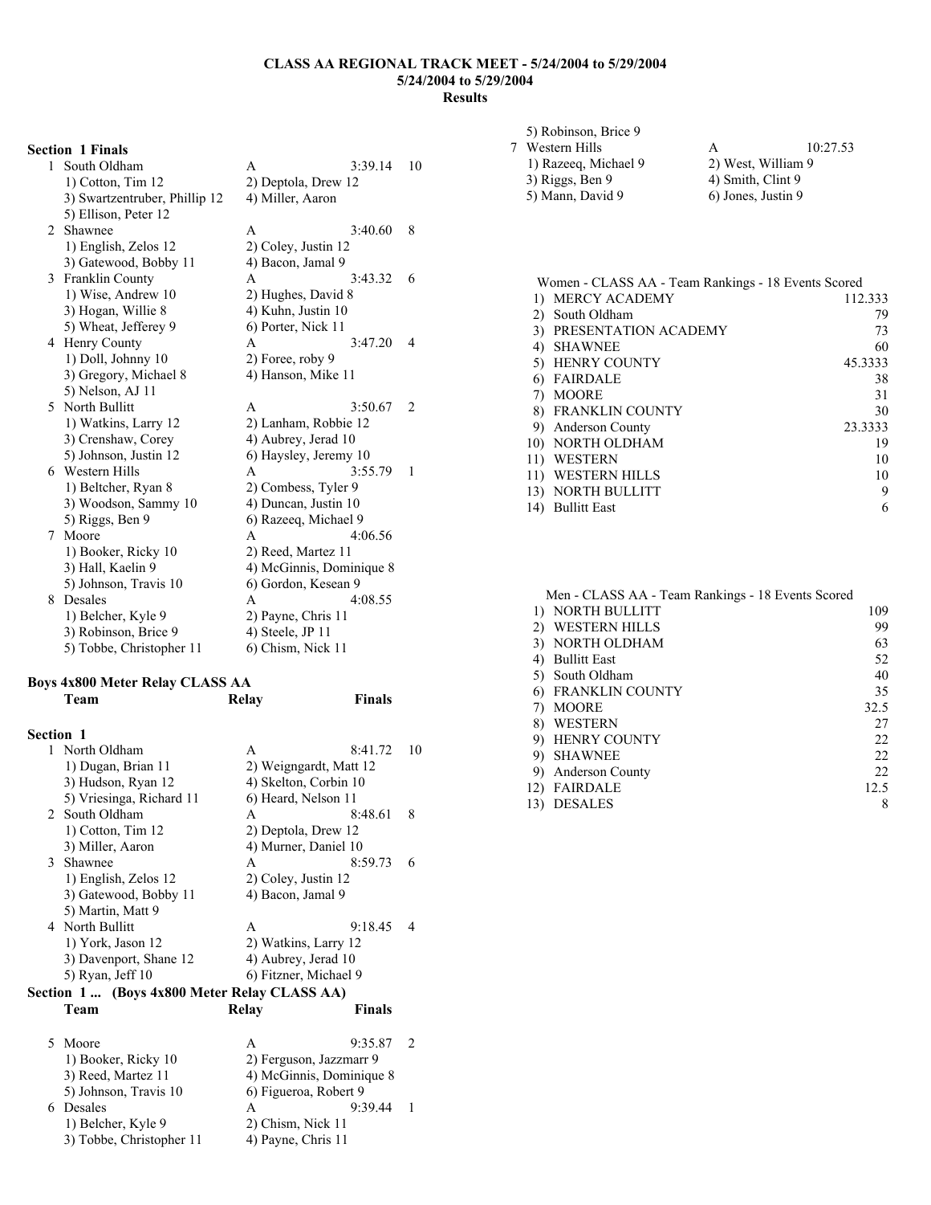**CLASS AA REGIONAL TRACK MEET - 5/24/2004 to 5/29/2004**
**5/24/2004 to 5/29/2004**
**Results**

**Section 1 Finals**

| | | | | |
|---|---|---|---|---|
| 1 | South Oldham | A | 3:39.14 | 10 |
| | 1) Cotton, Tim 12 | 2) Deptola, Drew 12 | | |
| | 3) Swartzentruber, Phillip 12 | 4) Miller, Aaron | | |
| | 5) Ellison, Peter 12 | | | |
| 2 | Shawnee | A | 3:40.60 | 8 |
| | 1) English, Zelos 12 | 2) Coley, Justin 12 | | |
| | 3) Gatewood, Bobby 11 | 4) Bacon, Jamal 9 | | |
| 3 | Franklin County | A | 3:43.32 | 6 |
| | 1) Wise, Andrew 10 | 2) Hughes, David 8 | | |
| | 3) Hogan, Willie 8 | 4) Kuhn, Justin 10 | | |
| | 5) Wheat, Jefferey 9 | 6) Porter, Nick 11 | | |
| 4 | Henry County | A | 3:47.20 | 4 |
| | 1) Doll, Johnny 10 | 2) Foree, roby 9 | | |
| | 3) Gregory, Michael 8 | 4) Hanson, Mike 11 | | |
| | 5) Nelson, AJ 11 | | | |
| 5 | North Bullitt | A | 3:50.67 | 2 |
| | 1) Watkins, Larry 12 | 2) Lanham, Robbie 12 | | |
| | 3) Crenshaw, Corey | 4) Aubrey, Jerad 10 | | |
| | 5) Johnson, Justin 12 | 6) Haysley, Jeremy 10 | | |
| 6 | Western Hills | A | 3:55.79 | 1 |
| | 1) Beltcher, Ryan 8 | 2) Combess, Tyler 9 | | |
| | 3) Woodson, Sammy 10 | 4) Duncan, Justin 10 | | |
| | 5) Riggs, Ben 9 | 6) Razeeq, Michael 9 | | |
| 7 | Moore | A | 4:06.56 | |
| | 1) Booker, Ricky 10 | 2) Reed, Martez 11 | | |
| | 3) Hall, Kaelin 9 | 4) McGinnis, Dominique 8 | | |
| | 5) Johnson, Travis 10 | 6) Gordon, Kesean 9 | | |
| 8 | Desales | A | 4:08.55 | |
| | 1) Belcher, Kyle 9 | 2) Payne, Chris 11 | | |
| | 3) Robinson, Brice 9 | 4) Steele, JP 11 | | |
| | 5) Tobbe, Christopher 11 | 6) Chism, Nick 11 | | |

**Boys 4x800 Meter Relay CLASS AA**

**Section 1**

| | Team | Relay | Finals | |
|---|---|---|---|---|
| 1 | North Oldham | A | 8:41.72 | 10 |
| | 1) Dugan, Brian 11 | 2) Weigngardt, Matt 12 | | |
| | 3) Hudson, Ryan 12 | 4) Skelton, Corbin 10 | | |
| | 5) Vriesinga, Richard 11 | 6) Heard, Nelson 11 | | |
| 2 | South Oldham | A | 8:48.61 | 8 |
| | 1) Cotton, Tim 12 | 2) Deptola, Drew 12 | | |
| | 3) Miller, Aaron | 4) Murner, Daniel 10 | | |
| 3 | Shawnee | A | 8:59.73 | 6 |
| | 1) English, Zelos 12 | 2) Coley, Justin 12 | | |
| | 3) Gatewood, Bobby 11 | 4) Bacon, Jamal 9 | | |
| | 5) Martin, Matt 9 | | | |
| 4 | North Bullitt | A | 9:18.45 | 4 |
| | 1) York, Jason 12 | 2) Watkins, Larry 12 | | |
| | 3) Davenport, Shane 12 | 4) Aubrey, Jerad 10 | | |
| | 5) Ryan, Jeff 10 | 6) Fitzner, Michael 9 | | |
| 5 | Moore | A | 9:35.87 | 2 |
| | 1) Booker, Ricky 10 | 2) Ferguson, Jazzmarr 9 | | |
| | 3) Reed, Martez 11 | 4) McGinnis, Dominique 8 | | |
| | 5) Johnson, Travis 10 | 6) Figueroa, Robert 9 | | |
| 6 | Desales | A | 9:39.44 | 1 |
| | 1) Belcher, Kyle 9 | 2) Chism, Nick 11 | | |
| | 3) Tobbe, Christopher 11 | 4) Payne, Chris 11 | | |
| | 5) Robinson, Brice 9 | | | |
| 7 | Western Hills | A | 10:27.53 | |
| | 1) Razeeq, Michael 9 | 2) West, William 9 | | |
| | 3) Riggs, Ben 9 | 4) Smith, Clint 9 | | |
| | 5) Mann, David 9 | 6) Jones, Justin 9 | | |

Women - CLASS AA - Team Rankings - 18 Events Scored

| | | |
|---|---|---|
| 1) | MERCY ACADEMY | 112.333 |
| 2) | South Oldham | 79 |
| 3) | PRESENTATION ACADEMY | 73 |
| 4) | SHAWNEE | 60 |
| 5) | HENRY COUNTY | 45.3333 |
| 6) | FAIRDALE | 38 |
| 7) | MOORE | 31 |
| 8) | FRANKLIN COUNTY | 30 |
| 9) | Anderson County | 23.3333 |
| 10) | NORTH OLDHAM | 19 |
| 11) | WESTERN | 10 |
| 11) | WESTERN HILLS | 10 |
| 13) | NORTH BULLITT | 9 |
| 14) | Bullitt East | 6 |

Men - CLASS AA - Team Rankings - 18 Events Scored

| | | |
|---|---|---|
| 1) | NORTH BULLITT | 109 |
| 2) | WESTERN HILLS | 99 |
| 3) | NORTH OLDHAM | 63 |
| 4) | Bullitt East | 52 |
| 5) | South Oldham | 40 |
| 6) | FRANKLIN COUNTY | 35 |
| 7) | MOORE | 32.5 |
| 8) | WESTERN | 27 |
| 9) | HENRY COUNTY | 22 |
| 9) | SHAWNEE | 22 |
| 9) | Anderson County | 22 |
| 12) | FAIRDALE | 12.5 |
| 13) | DESALES | 8 |